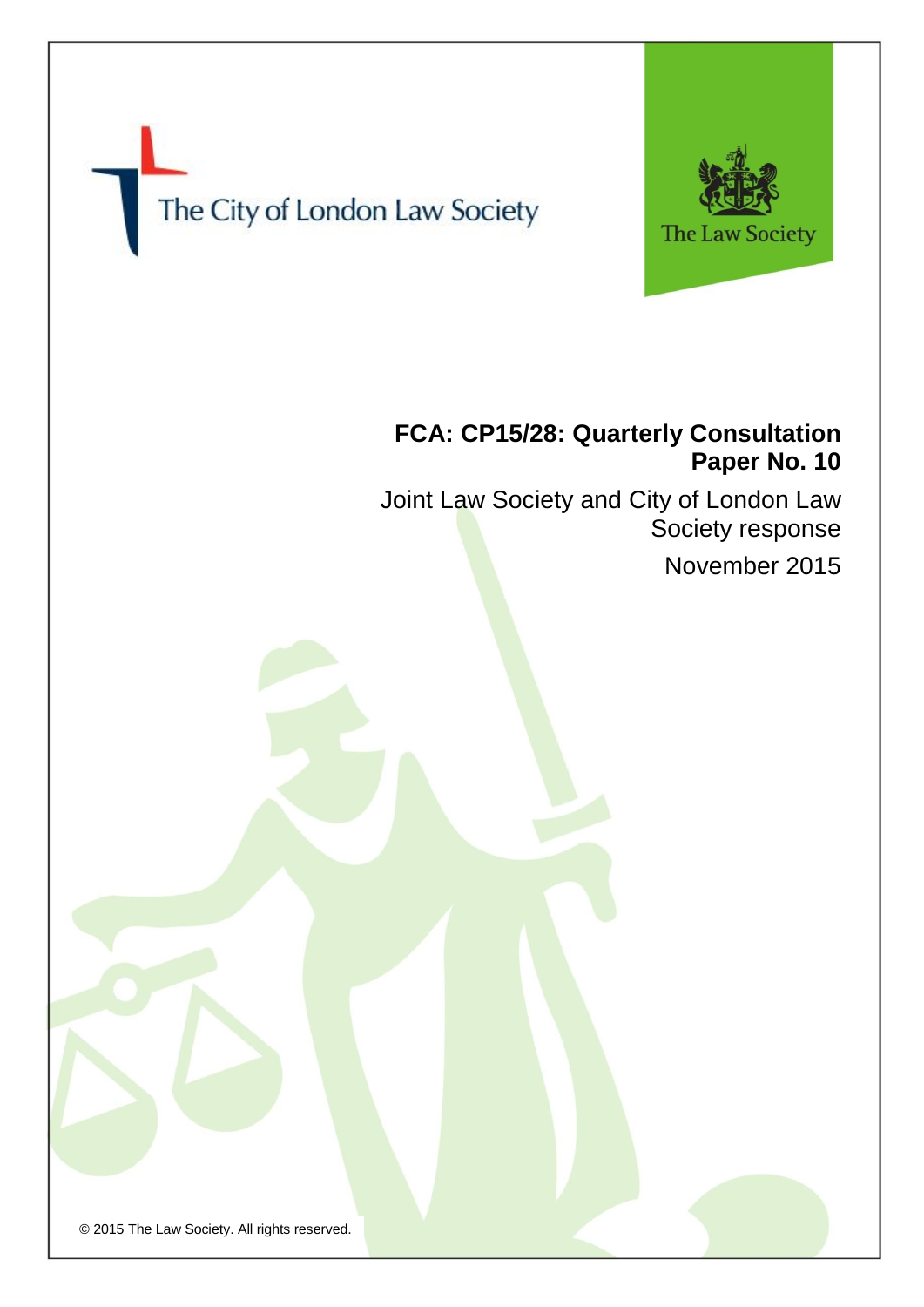The City of London Law Society

The Law Society

# FCA: CP15/28: Quarterly Consultation Paper No. 10

Joint Law Society and City of London Law Society response

November 2015

© 2015 The Law Society. All rights reserved.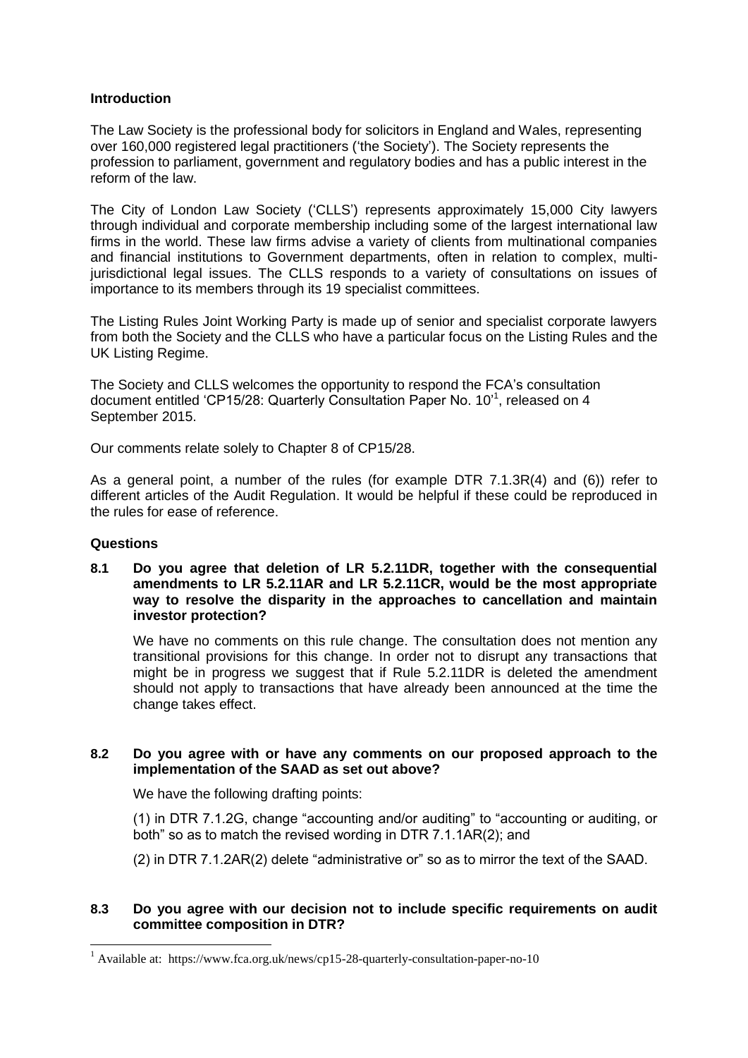**Introduction**

The Law Society is the professional body for solicitors in England and Wales, representing over 160,000 registered legal practitioners ('the Society'). The Society represents the profession to parliament, government and regulatory bodies and has a public interest in the reform of the law.

The City of London Law Society ('CLLS') represents approximately 15,000 City lawyers through individual and corporate membership including some of the largest international law firms in the world. These law firms advise a variety of clients from multinational companies and financial institutions to Government departments, often in relation to complex, multi-jurisdictional legal issues. The CLLS responds to a variety of consultations on issues of importance to its members through its 19 specialist committees.

The Listing Rules Joint Working Party is made up of senior and specialist corporate lawyers from both the Society and the CLLS who have a particular focus on the Listing Rules and the UK Listing Regime.

The Society and CLLS welcomes the opportunity to respond the FCA's consultation document entitled 'CP15/28: Quarterly Consultation Paper No. 10'[1], released on 4 September 2015.

Our comments relate solely to Chapter 8 of CP15/28.

As a general point, a number of the rules (for example DTR 7.1.3R(4) and (6)) refer to different articles of the Audit Regulation. It would be helpful if these could be reproduced in the rules for ease of reference.

**Questions**

**8.1 Do you agree that deletion of LR 5.2.11DR, together with the consequential amendments to LR 5.2.11AR and LR 5.2.11CR, would be the most appropriate way to resolve the disparity in the approaches to cancellation and maintain investor protection?**

We have no comments on this rule change. The consultation does not mention any transitional provisions for this change. In order not to disrupt any transactions that might be in progress we suggest that if Rule 5.2.11DR is deleted the amendment should not apply to transactions that have already been announced at the time the change takes effect.

**8.2 Do you agree with or have any comments on our proposed approach to the implementation of the SAAD as set out above?**

We have the following drafting points:

(1) in DTR 7.1.2G, change "accounting and/or auditing" to "accounting or auditing, or both" so as to match the revised wording in DTR 7.1.1AR(2); and

(2) in DTR 7.1.2AR(2) delete "administrative or" so as to mirror the text of the SAAD.

**8.3 Do you agree with our decision not to include specific requirements on audit committee composition in DTR?**

[1] Available at: https://www.fca.org.uk/news/cp15-28-quarterly-consultation-paper-no-10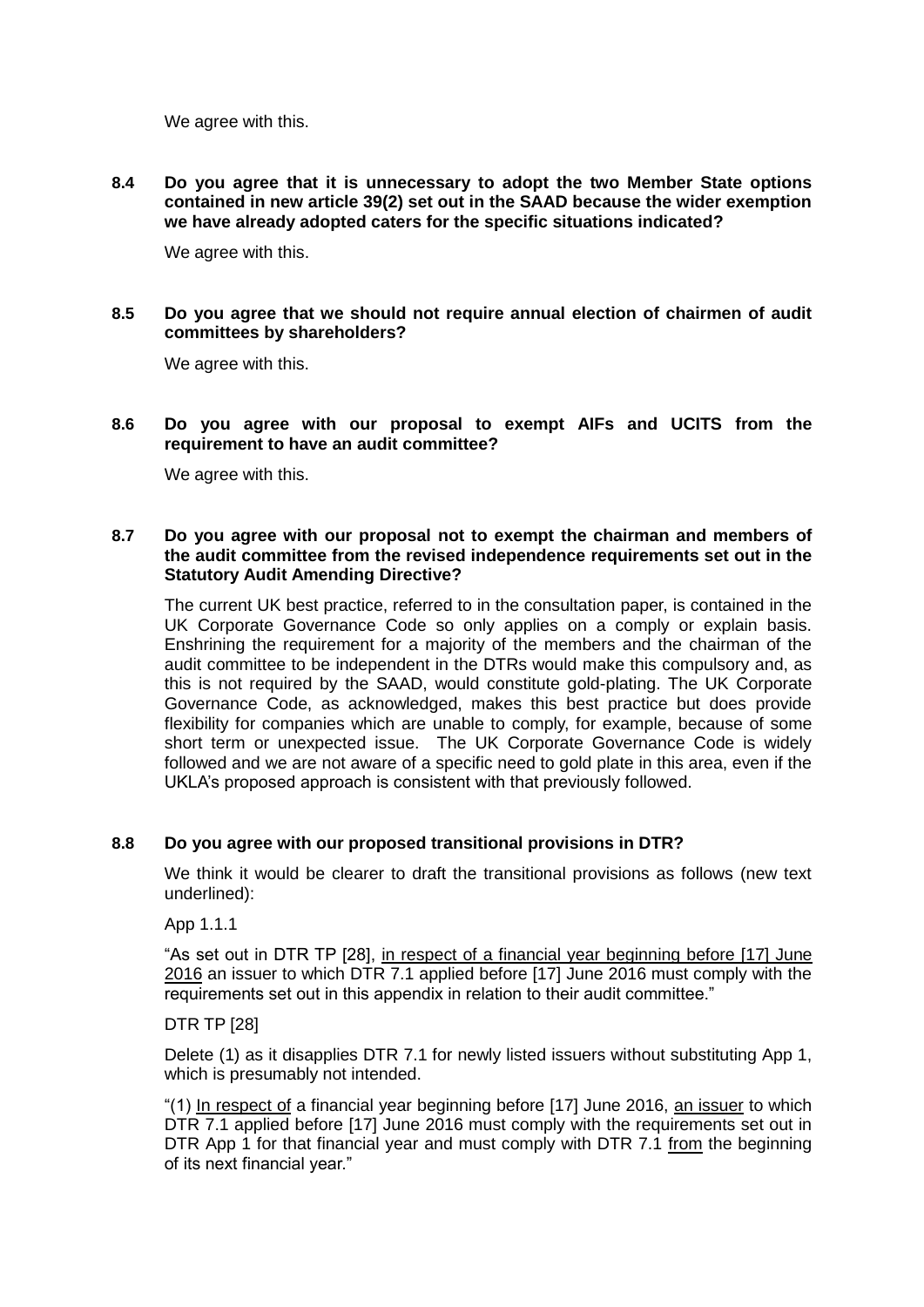We agree with this.

**8.4 Do you agree that it is unnecessary to adopt the two Member State options contained in new article 39(2) set out in the SAAD because the wider exemption we have already adopted caters for the specific situations indicated?**

We agree with this.

**8.5 Do you agree that we should not require annual election of chairmen of audit committees by shareholders?**

We agree with this.

**8.6 Do you agree with our proposal to exempt AIFs and UCITS from the requirement to have an audit committee?**

We agree with this.

**8.7 Do you agree with our proposal not to exempt the chairman and members of the audit committee from the revised independence requirements set out in the Statutory Audit Amending Directive?**

The current UK best practice, referred to in the consultation paper, is contained in the UK Corporate Governance Code so only applies on a comply or explain basis. Enshrining the requirement for a majority of the members and the chairman of the audit committee to be independent in the DTRs would make this compulsory and, as this is not required by the SAAD, would constitute gold-plating. The UK Corporate Governance Code, as acknowledged, makes this best practice but does provide flexibility for companies which are unable to comply, for example, because of some short term or unexpected issue. The UK Corporate Governance Code is widely followed and we are not aware of a specific need to gold plate in this area, even if the UKLA's proposed approach is consistent with that previously followed.

**8.8 Do you agree with our proposed transitional provisions in DTR?**

We think it would be clearer to draft the transitional provisions as follows (new text underlined):

App 1.1.1

"As set out in DTR TP [28], <u>in respect of a financial year beginning before [17] June 2016</u> an issuer to which DTR 7.1 applied before [17] June 2016 must comply with the requirements set out in this appendix in relation to their audit committee."

DTR TP [28]

Delete (1) as it disapplies DTR 7.1 for newly listed issuers without substituting App 1, which is presumably not intended.

"(1) <u>In respect of</u> a financial year beginning before [17] June 2016, <u>an issuer</u> to which DTR 7.1 applied before [17] June 2016 must comply with the requirements set out in DTR App 1 for that financial year and must comply with DTR 7.1 <u>from</u> the beginning of its next financial year."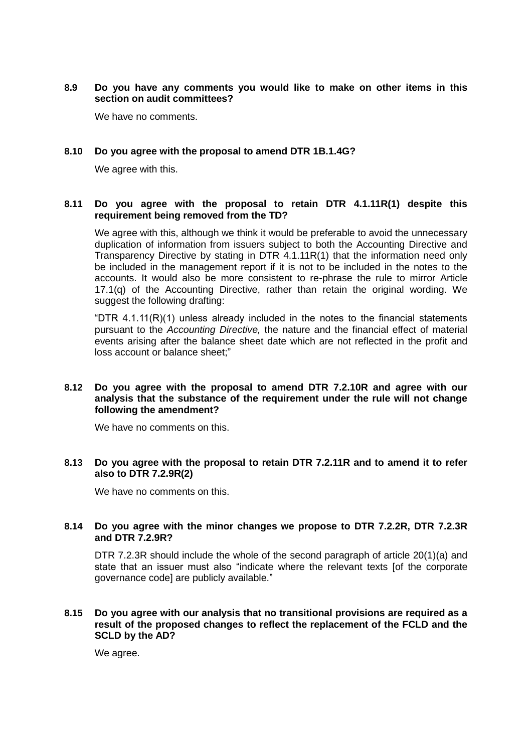**8.9 Do you have any comments you would like to make on other items in this section on audit committees?**

We have no comments.

**8.10 Do you agree with the proposal to amend DTR 1B.1.4G?**

We agree with this.

**8.11 Do you agree with the proposal to retain DTR 4.1.11R(1) despite this requirement being removed from the TD?**

We agree with this, although we think it would be preferable to avoid the unnecessary duplication of information from issuers subject to both the Accounting Directive and Transparency Directive by stating in DTR 4.1.11R(1) that the information need only be included in the management report if it is not to be included in the notes to the accounts. It would also be more consistent to re-phrase the rule to mirror Article 17.1(q) of the Accounting Directive, rather than retain the original wording. We suggest the following drafting:

"DTR 4.1.11(R)(1) unless already included in the notes to the financial statements pursuant to the *Accounting Directive,* the nature and the financial effect of material events arising after the balance sheet date which are not reflected in the profit and loss account or balance sheet;"

**8.12 Do you agree with the proposal to amend DTR 7.2.10R and agree with our analysis that the substance of the requirement under the rule will not change following the amendment?**

We have no comments on this.

**8.13 Do you agree with the proposal to retain DTR 7.2.11R and to amend it to refer also to DTR 7.2.9R(2)**

We have no comments on this.

**8.14 Do you agree with the minor changes we propose to DTR 7.2.2R, DTR 7.2.3R and DTR 7.2.9R?**

DTR 7.2.3R should include the whole of the second paragraph of article 20(1)(a) and state that an issuer must also "indicate where the relevant texts [of the corporate governance code] are publicly available."

**8.15 Do you agree with our analysis that no transitional provisions are required as a result of the proposed changes to reflect the replacement of the FCLD and the SCLD by the AD?**

We agree.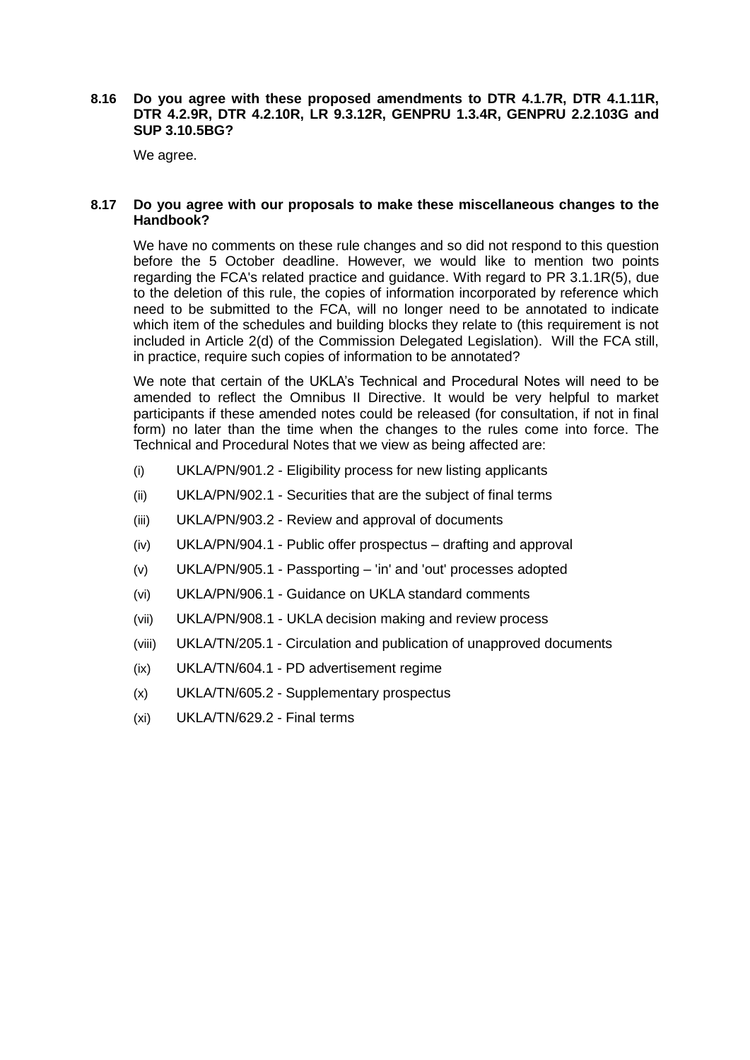**8.16 Do you agree with these proposed amendments to DTR 4.1.7R, DTR 4.1.11R, DTR 4.2.9R, DTR 4.2.10R, LR 9.3.12R, GENPRU 1.3.4R, GENPRU 2.2.103G and SUP 3.10.5BG?**

We agree.

**8.17 Do you agree with our proposals to make these miscellaneous changes to the Handbook?**

We have no comments on these rule changes and so did not respond to this question before the 5 October deadline. However, we would like to mention two points regarding the FCA's related practice and guidance. With regard to PR 3.1.1R(5), due to the deletion of this rule, the copies of information incorporated by reference which need to be submitted to the FCA, will no longer need to be annotated to indicate which item of the schedules and building blocks they relate to (this requirement is not included in Article 2(d) of the Commission Delegated Legislation). Will the FCA still, in practice, require such copies of information to be annotated?

We note that certain of the UKLA's Technical and Procedural Notes will need to be amended to reflect the Omnibus II Directive. It would be very helpful to market participants if these amended notes could be released (for consultation, if not in final form) no later than the time when the changes to the rules come into force. The Technical and Procedural Notes that we view as being affected are:

(i) UKLA/PN/901.2 - Eligibility process for new listing applicants

(ii) UKLA/PN/902.1 - Securities that are the subject of final terms

(iii) UKLA/PN/903.2 - Review and approval of documents

(iv) UKLA/PN/904.1 - Public offer prospectus – drafting and approval

(v) UKLA/PN/905.1 - Passporting – 'in' and 'out' processes adopted

(vi) UKLA/PN/906.1 - Guidance on UKLA standard comments

(vii) UKLA/PN/908.1 - UKLA decision making and review process

(viii) UKLA/TN/205.1 - Circulation and publication of unapproved documents

(ix) UKLA/TN/604.1 - PD advertisement regime

(x) UKLA/TN/605.2 - Supplementary prospectus

(xi) UKLA/TN/629.2 - Final terms